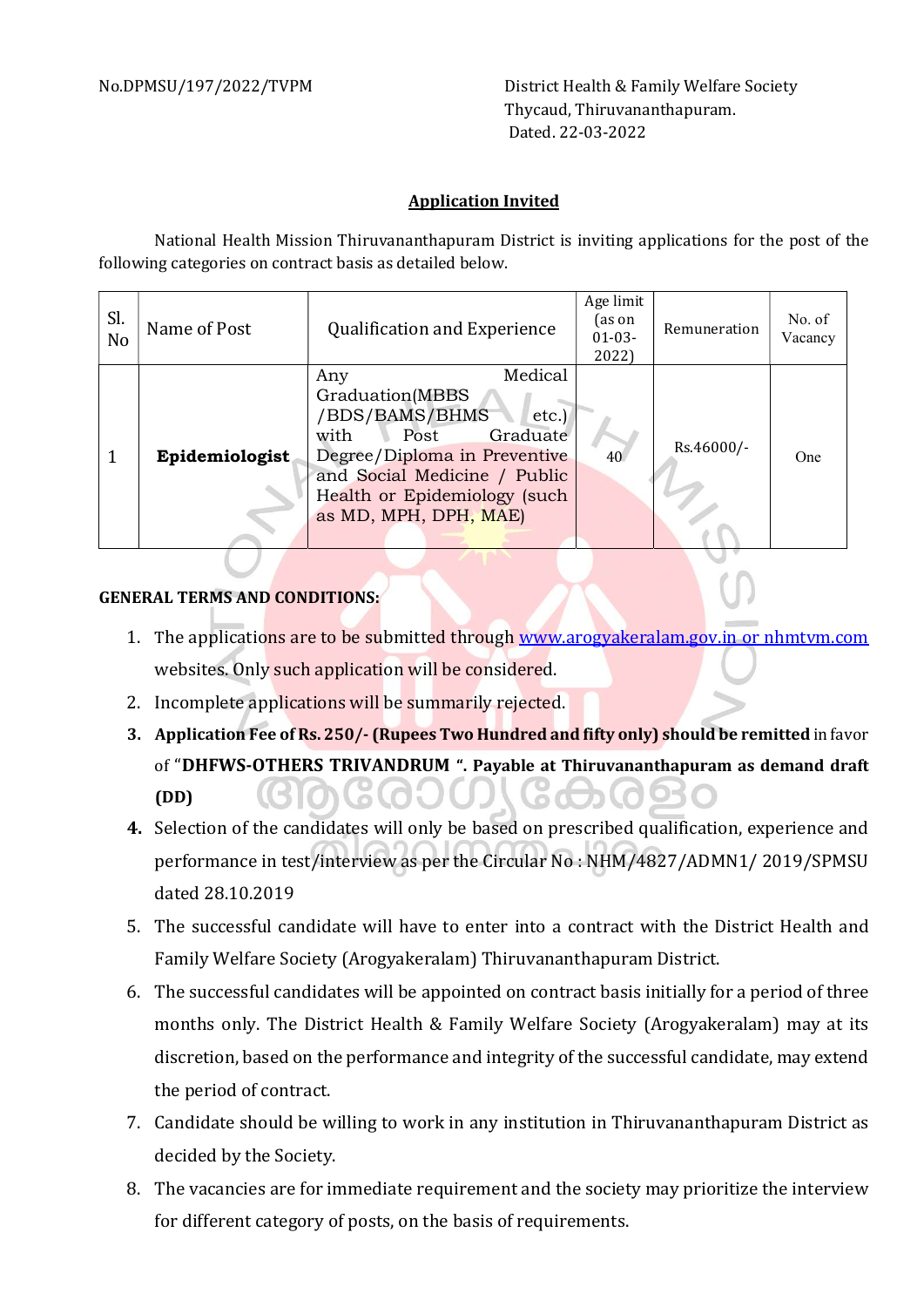No.DPMSU/197/2022/TVPM

District Health & Family Welfare Society
Thycaud, Thiruvananthapuram.
Dated. 22-03-2022

## Application Invited

National Health Mission Thiruvananthapuram District is inviting applications for the post of the following categories on contract basis as detailed below.

| Sl. No | Name of Post | Qualification and Experience | Age limit (as on 01-03-2022) | Remuneration | No. of Vacancy |
|---|---|---|---|---|---|
| 1 | **Epidemiologist** | Any Medical Graduation(MBBS /BDS/BAMS/BHMS etc.) with Post Graduate Degree/Diploma in Preventive and Social Medicine / Public Health or Epidemiology (such as MD, MPH, DPH, MAE) | 40 | Rs.46000/- | One |

**GENERAL TERMS AND CONDITIONS:**

1. The applications are to be submitted through www.arogyakeralam.gov.in or nhmtvm.com websites. Only such application will be considered.
2. Incomplete applications will be summarily rejected.
3. **Application Fee of Rs. 250/- (Rupees Two Hundred and fifty only) should be remitted** in favor of "**DHFWS-OTHERS TRIVANDRUM ". Payable at Thiruvananthapuram as demand draft (DD)**
4. Selection of the candidates will only be based on prescribed qualification, experience and performance in test/interview as per the Circular No : NHM/4827/ADMN1/ 2019/SPMSU dated 28.10.2019
5. The successful candidate will have to enter into a contract with the District Health and Family Welfare Society (Arogyakeralam) Thiruvananthapuram District.
6. The successful candidates will be appointed on contract basis initially for a period of three months only. The District Health & Family Welfare Society (Arogyakeralam) may at its discretion, based on the performance and integrity of the successful candidate, may extend the period of contract.
7. Candidate should be willing to work in any institution in Thiruvananthapuram District as decided by the Society.
8. The vacancies are for immediate requirement and the society may prioritize the interview for different category of posts, on the basis of requirements.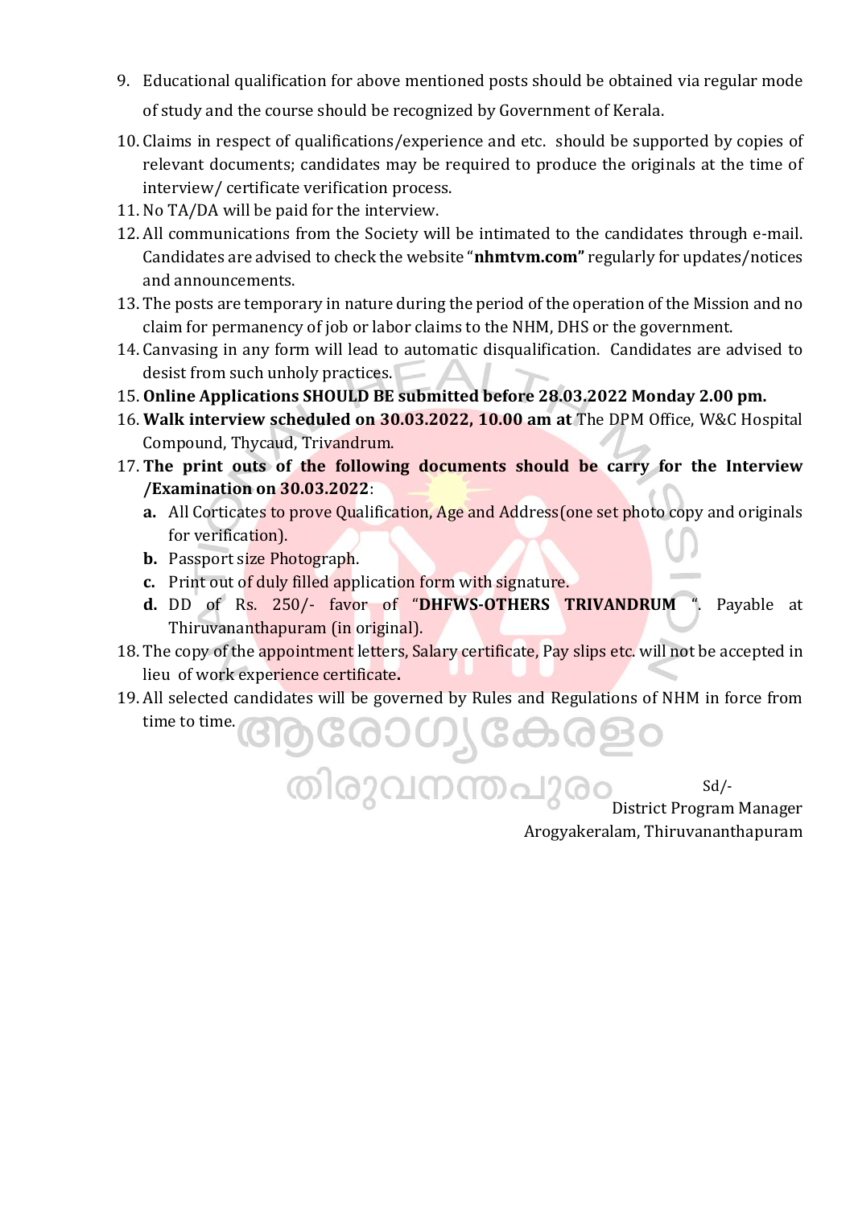9. Educational qualification for above mentioned posts should be obtained via regular mode of study and the course should be recognized by Government of Kerala.
10. Claims in respect of qualifications/experience and etc. should be supported by copies of relevant documents; candidates may be required to produce the originals at the time of interview/ certificate verification process.
11. No TA/DA will be paid for the interview.
12. All communications from the Society will be intimated to the candidates through e-mail. Candidates are advised to check the website "**nhmtvm.com"** regularly for updates/notices and announcements.
13. The posts are temporary in nature during the period of the operation of the Mission and no claim for permanency of job or labor claims to the NHM, DHS or the government.
14. Canvasing in any form will lead to automatic disqualification. Candidates are advised to desist from such unholy practices.
15. **Online Applications SHOULD BE submitted before 28.03.2022 Monday 2.00 pm.**
16. **Walk interview scheduled on 30.03.2022, 10.00 am at** The DPM Office, W&C Hospital Compound, Thycaud, Trivandrum.
17. **The print outs of the following documents should be carry for the Interview /Examination on 30.03.2022**:
    - **a.** All Corticates to prove Qualification, Age and Address(one set photo copy and originals for verification).
    - **b.** Passport size Photograph.
    - **c.** Print out of duly filled application form with signature.
    - **d.** DD of Rs. 250/- favor of "**DHFWS-OTHERS TRIVANDRUM** ". Payable at Thiruvananthapuram (in original).
18. The copy of the appointment letters, Salary certificate, Pay slips etc. will not be accepted in lieu of work experience certificate**.**
19. All selected candidates will be governed by Rules and Regulations of NHM in force from time to time.

Sd/-
District Program Manager
Arogyakeralam, Thiruvananthapuram